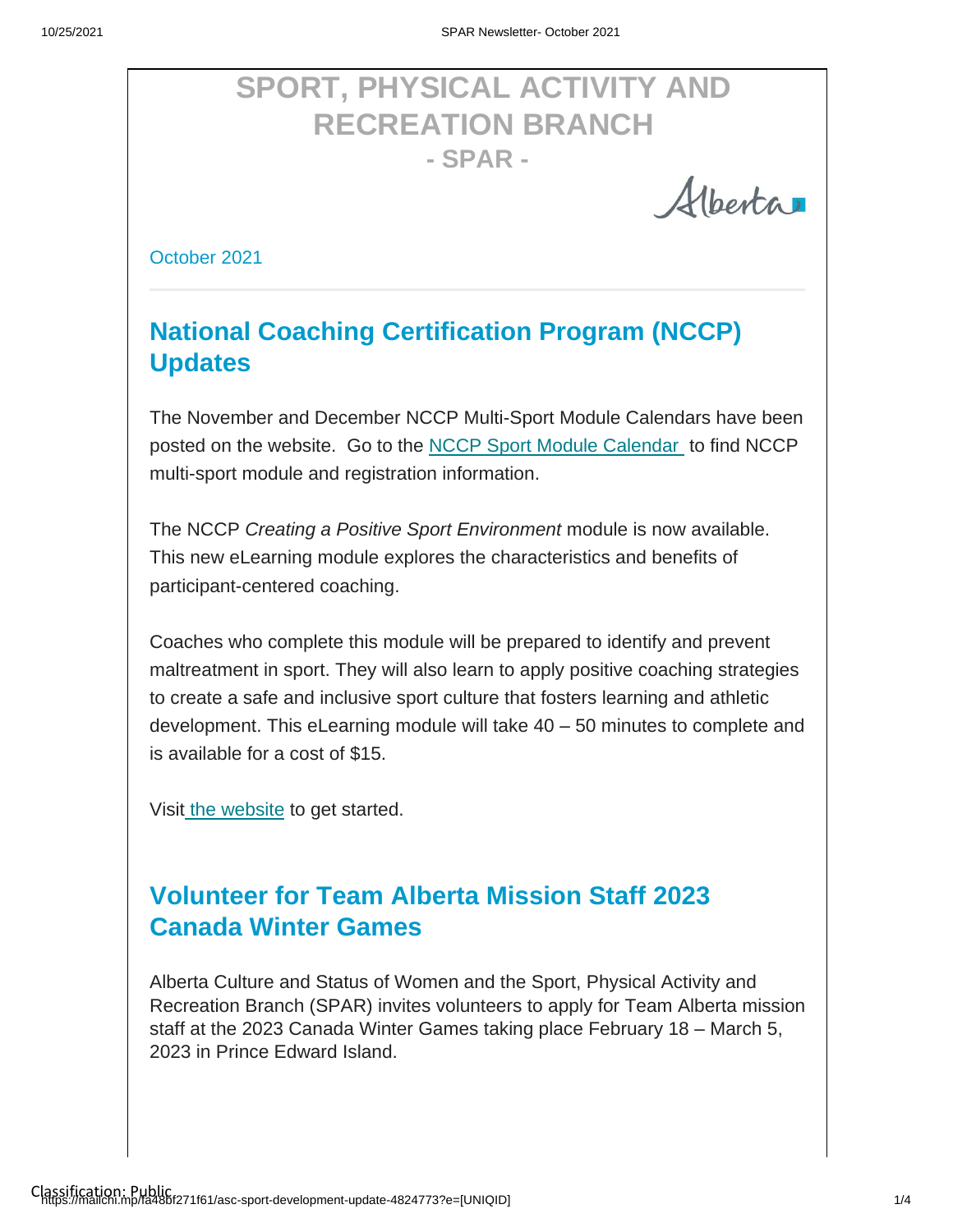# SPORT, PHYSICAL ACTIVITY AND RECREATION BRANCH
## - SPAR -

Alberta

October 2021

---

## National Coaching Certification Program (NCCP) Updates

The November and December NCCP Multi-Sport Module Calendars have been posted on the website. Go to the NCCP Sport Module Calendar to find NCCP multi-sport module and registration information.

The NCCP *Creating a Positive Sport Environment* module is now available. This new eLearning module explores the characteristics and benefits of participant-centered coaching.

Coaches who complete this module will be prepared to identify and prevent maltreatment in sport. They will also learn to apply positive coaching strategies to create a safe and inclusive sport culture that fosters learning and athletic development. This eLearning module will take 40 – 50 minutes to complete and is available for a cost of $15.

Visit the website to get started.

## Volunteer for Team Alberta Mission Staff 2023 Canada Winter Games

Alberta Culture and Status of Women and the Sport, Physical Activity and Recreation Branch (SPAR) invites volunteers to apply for Team Alberta mission staff at the 2023 Canada Winter Games taking place February 18 – March 5, 2023 in Prince Edward Island.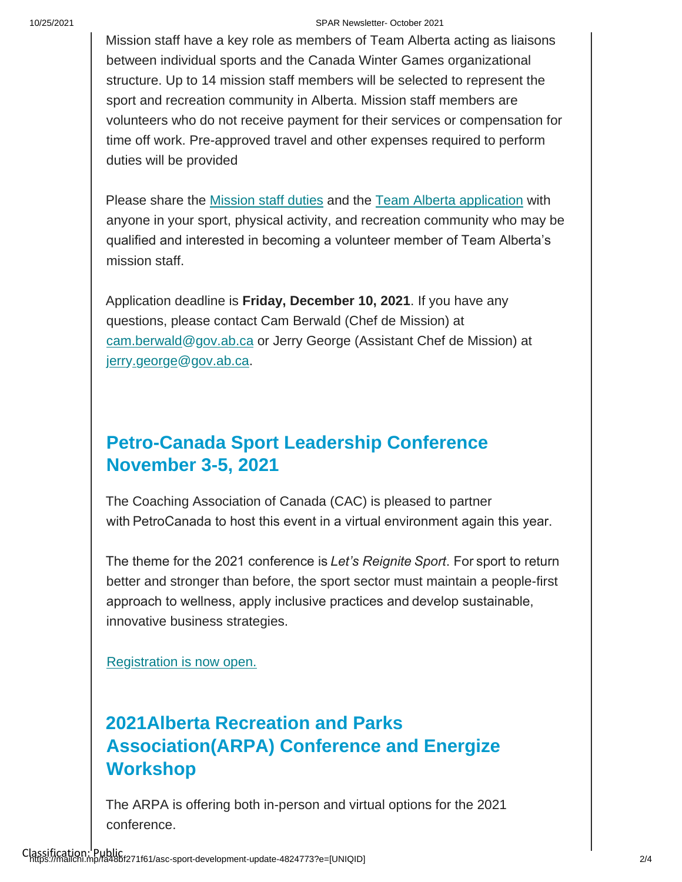Mission staff have a key role as members of Team Alberta acting as liaisons between individual sports and the Canada Winter Games organizational structure. Up to 14 mission staff members will be selected to represent the sport and recreation community in Alberta. Mission staff members are volunteers who do not receive payment for their services or compensation for time off work. Pre-approved travel and other expenses required to perform duties will be provided

Please share the Mission staff duties and the Team Alberta application with anyone in your sport, physical activity, and recreation community who may be qualified and interested in becoming a volunteer member of Team Alberta's mission staff.

Application deadline is **Friday, December 10, 2021**. If you have any questions, please contact Cam Berwald (Chef de Mission) at cam.berwald@gov.ab.ca or Jerry George (Assistant Chef de Mission) at jerry.george@gov.ab.ca.

## Petro-Canada Sport Leadership Conference November 3-5, 2021

The Coaching Association of Canada (CAC) is pleased to partner with PetroCanada to host this event in a virtual environment again this year.

The theme for the 2021 conference is *Let's Reignite Sport*. For sport to return better and stronger than before, the sport sector must maintain a people-first approach to wellness, apply inclusive practices and develop sustainable, innovative business strategies.

Registration is now open.

## 2021Alberta Recreation and Parks Association(ARPA) Conference and Energize Workshop

The ARPA is offering both in-person and virtual options for the 2021 conference.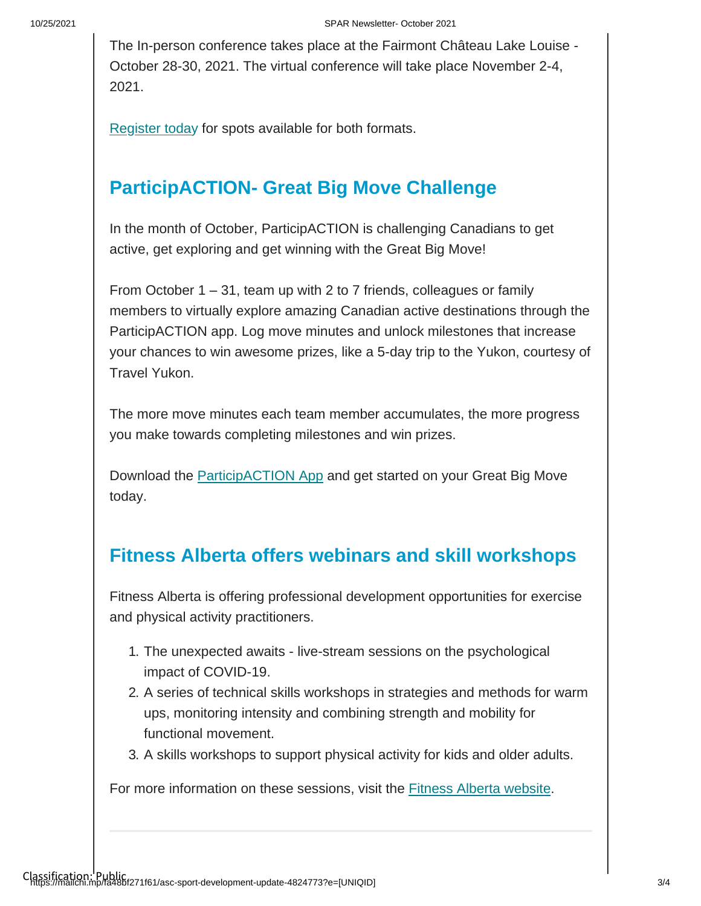The In-person conference takes place at the Fairmont Château Lake Louise - October 28-30, 2021. The virtual conference will take place November 2-4, 2021.

Register today for spots available for both formats.

## ParticipACTION- Great Big Move Challenge

In the month of October, ParticipACTION is challenging Canadians to get active, get exploring and get winning with the Great Big Move!

From October 1 – 31, team up with 2 to 7 friends, colleagues or family members to virtually explore amazing Canadian active destinations through the ParticipACTION app. Log move minutes and unlock milestones that increase your chances to win awesome prizes, like a 5-day trip to the Yukon, courtesy of Travel Yukon.

The more move minutes each team member accumulates, the more progress you make towards completing milestones and win prizes.

Download the ParticipACTION App and get started on your Great Big Move today.

## Fitness Alberta offers webinars and skill workshops

Fitness Alberta is offering professional development opportunities for exercise and physical activity practitioners.

1. The unexpected awaits - live-stream sessions on the psychological impact of COVID-19.
2. A series of technical skills workshops in strategies and methods for warm ups, monitoring intensity and combining strength and mobility for functional movement.
3. A skills workshops to support physical activity for kids and older adults.

For more information on these sessions, visit the Fitness Alberta website.

---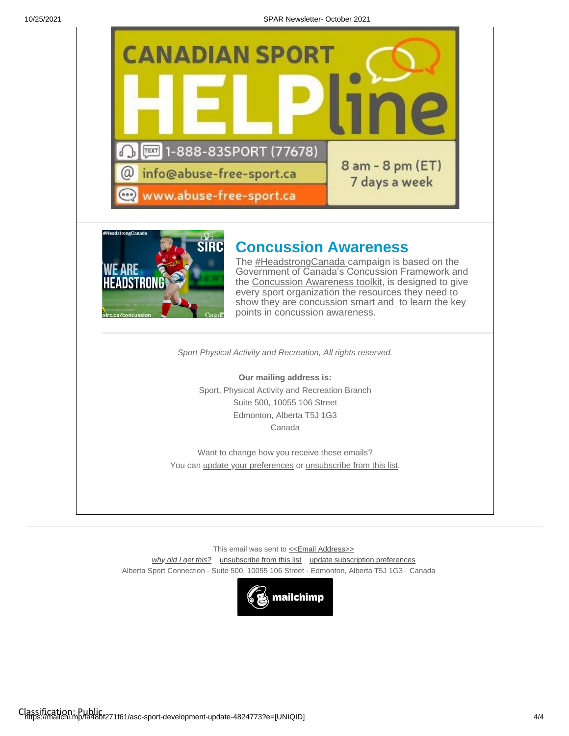CANADIAN SPORT HELPline

1-888-83SPORT (77678)

info@abuse-free-sport.ca

www.abuse-free-sport.ca

8 am - 8 pm (ET)
7 days a week

## Concussion Awareness

The #HeadstrongCanada campaign is based on the Government of Canada's Concussion Framework and the Concussion Awareness toolkit, is designed to give every sport organization the resources they need to show they are concussion smart and to learn the key points in concussion awareness.

*Sport Physical Activity and Recreation, All rights reserved.*

**Our mailing address is:**
Sport, Physical Activity and Recreation Branch
Suite 500, 10055 106 Street
Edmonton, Alberta T5J 1G3
Canada

Want to change how you receive these emails?
You can update your preferences or unsubscribe from this list.

This email was sent to <<Email Address>>

*why did I get this?* unsubscribe from this list update subscription preferences

Alberta Sport Connection · Suite 500, 10055 106 Street · Edmonton, Alberta T5J 1G3 · Canada

mailchimp

Classification: Public